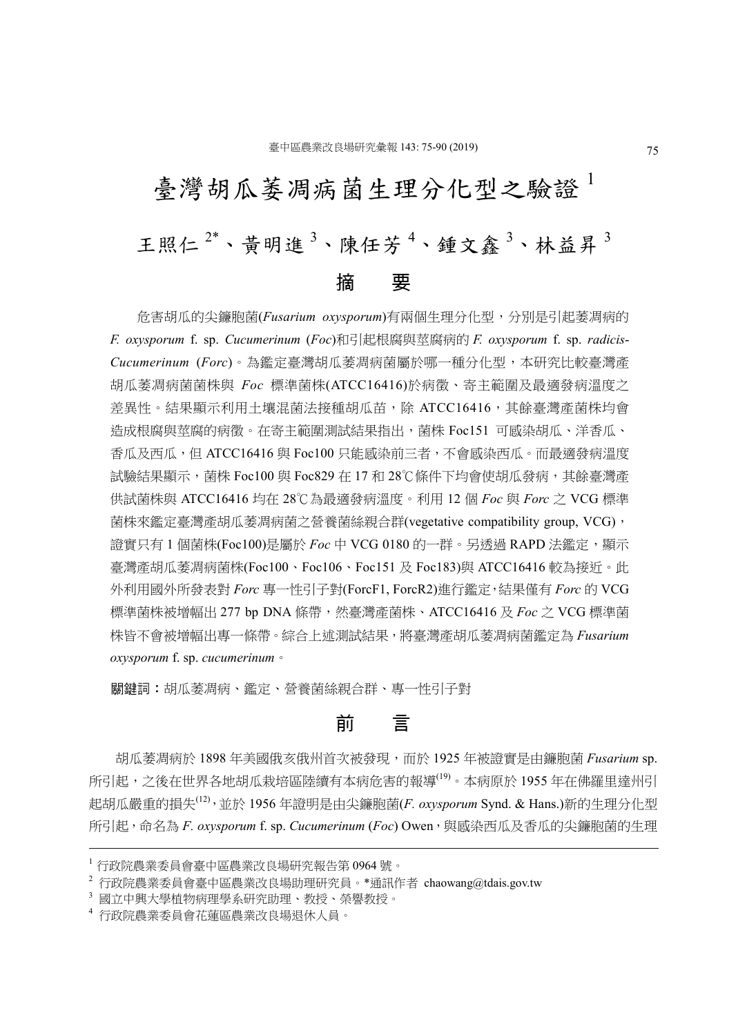# 臺灣胡瓜萎凋病菌生理分化型之驗證[1]

王照仁[2*]、黃明進[3]、陳任芳[4]、鍾文鑫[3]、林益昇[3]

## 摘　要

危害胡瓜的尖鐮胞菌(*Fusarium oxysporum*)有兩個生理分化型，分別是引起萎凋病的 *F. oxysporum* f. sp. *Cucumerinum* (*Foc*)和引起根腐與莖腐病的 *F. oxysporum* f. sp. *radicis-Cucumerinum* (*Forc*)。為鑑定臺灣胡瓜萎凋病菌屬於哪一種分化型，本研究比較臺灣產胡瓜萎凋病菌菌株與 *Foc* 標準菌株(ATCC16416)於病徵、寄主範圍及最適發病溫度之差異性。結果顯示利用土壤混菌法接種胡瓜苗，除 ATCC16416，其餘臺灣產菌株均會造成根腐與莖腐的病徵。在寄主範圍測試結果指出，菌株 Foc151 可感染胡瓜、洋香瓜、香瓜及西瓜，但 ATCC16416 與 Foc100 只能感染前三者，不會感染西瓜。而最適發病溫度試驗結果顯示，菌株 Foc100 與 Foc829 在 17 和 28℃條件下均會使胡瓜發病，其餘臺灣產供試菌株與 ATCC16416 均在 28℃為最適發病溫度。利用 12 個 *Foc* 與 *Forc* 之 VCG 標準菌株來鑑定臺灣產胡瓜萎凋病菌之營養菌絲親合群(vegetative compatibility group, VCG)，證實只有 1 個菌株(Foc100)是屬於 *Foc* 中 VCG 0180 的一群。另透過 RAPD 法鑑定，顯示臺灣產胡瓜萎凋病菌株(Foc100、Foc106、Foc151 及 Foc183)與 ATCC16416 較為接近。此外利用國外所發表對 *Forc* 專一性引子對(ForcF1, ForcR2)進行鑑定，結果僅有 *Forc* 的 VCG 標準菌株被增幅出 277 bp DNA 條帶，然臺灣產菌株、ATCC16416 及 *Foc* 之 VCG 標準菌株皆不會被增幅出專一條帶。綜合上述測試結果，將臺灣產胡瓜萎凋病菌鑑定為 *Fusarium oxysporum* f. sp. *cucumerinum*。

**關鍵詞：**胡瓜萎凋病、鑑定、營養菌絲親合群、專一性引子對

## 前　言

胡瓜萎凋病於 1898 年美國俄亥俄州首次被發現，而於 1925 年被證實是由鐮胞菌 *Fusarium* sp. 所引起，之後在世界各地胡瓜栽培區陸續有本病危害的報導[19]。本病原於 1955 年在佛羅里達州引起胡瓜嚴重的損失[12]，並於 1956 年證明是由尖鐮胞菌(*F. oxysporum* Synd. & Hans.)新的生理分化型所引起，命名為 *F. oxysporum* f. sp. *Cucumerinum* (*Foc*) Owen，與感染西瓜及香瓜的尖鐮胞菌的生理

---

[1] 行政院農業委員會臺中區農業改良場研究報告第 0964 號。

[2] 行政院農業委員會臺中區農業改良場助理研究員。*通訊作者 chaowang@tdais.gov.tw

[3] 國立中興大學植物病理學系研究助理、教授、榮譽教授。

[4] 行政院農業委員會花蓮區農業改良場退休人員。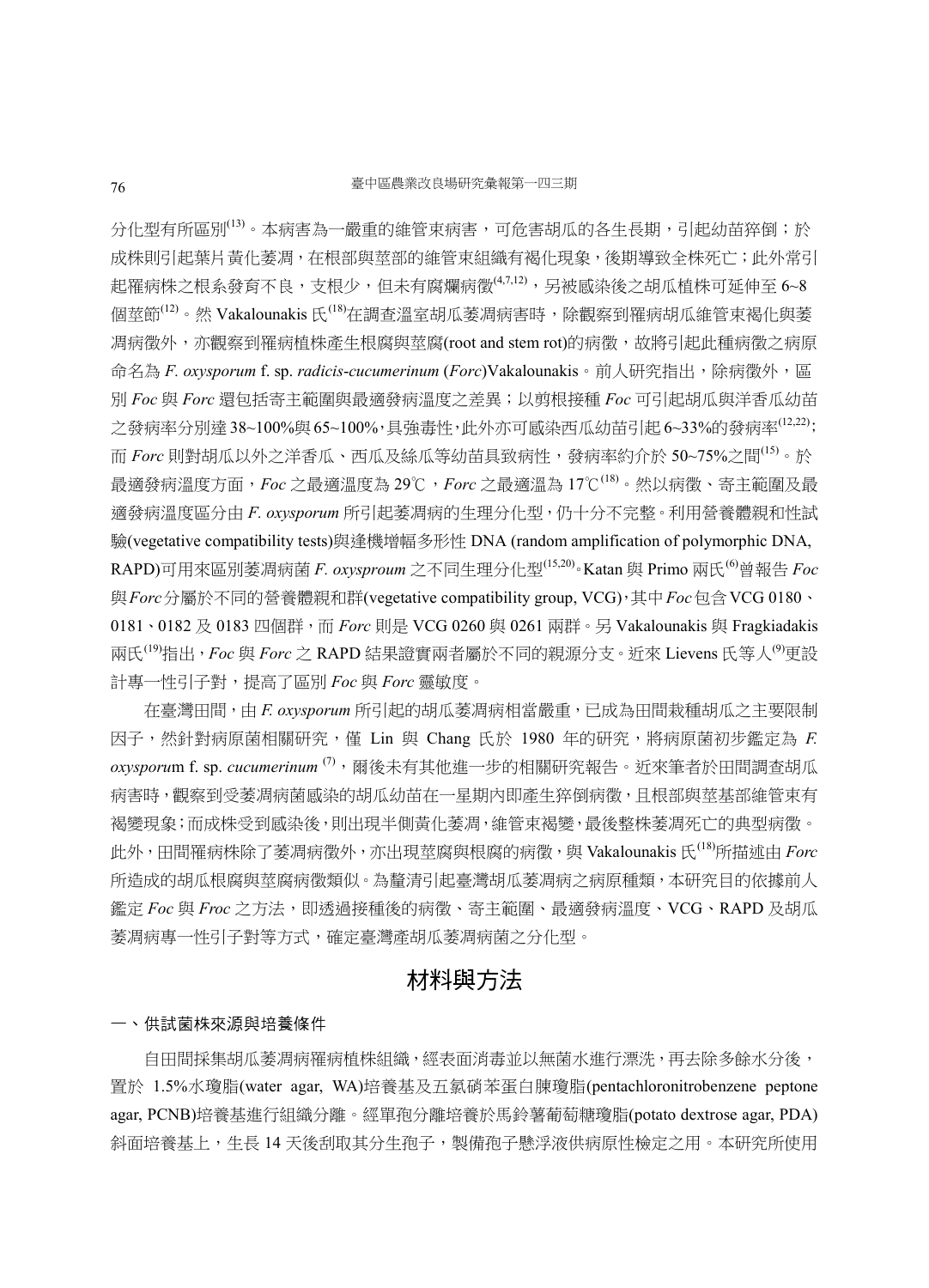分化型有所區別[13]。本病害為一嚴重的維管束病害，可危害胡瓜的各生長期，引起幼苗猝倒；於成株則引起葉片黃化萎凋，在根部與莖部的維管束組織有褐化現象，後期導致全株死亡；此外常引起罹病株之根系發育不良，支根少，但未有腐爛病徵[4,7,12]，另被感染後之胡瓜植株可延伸至 6~8 個莖節[12]。然 Vakalounakis 氏[18]在調查溫室胡瓜萎凋病害時，除觀察到罹病胡瓜維管束褐化與萎凋病徵外，亦觀察到罹病植株產生根腐與莖腐(root and stem rot)的病徵，故將引起此種病徵之病原命名為 *F. oxysporum* f. sp. *radicis-cucumerinum* (*Forc*)Vakalounakis。前人研究指出，除病徵外，區別 *Foc* 與 *Forc* 還包括寄主範圍與最適發病溫度之差異；以剪根接種 *Foc* 可引起胡瓜與洋香瓜幼苗之發病率分別達 38~100%與 65~100%，具強毒性，此外亦可感染西瓜幼苗引起 6~33%的發病率[12,22]；而 *Forc* 則對胡瓜以外之洋香瓜、西瓜及絲瓜等幼苗具致病性，發病率約介於 50~75%之間[15]。於最適發病溫度方面，*Foc* 之最適溫度為 29℃，*Forc* 之最適溫為 17℃[18]。然以病徵、寄主範圍及最適發病溫度區分由 *F. oxysporum* 所引起萎凋病的生理分化型，仍十分不完整。利用營養體親和性試驗(vegetative compatibility tests)與逢機增幅多形性 DNA (random amplification of polymorphic DNA, RAPD)可用來區別萎凋病菌 *F. oxysproum* 之不同生理分化型[15,20]。Katan 與 Primo 兩氏[6]曾報告 *Foc* 與 *Forc* 分屬於不同的營養體親和群(vegetative compatibility group, VCG)，其中 *Foc* 包含 VCG 0180、0181、0182 及 0183 四個群，而 *Forc* 則是 VCG 0260 與 0261 兩群。另 Vakalounakis 與 Fragkiadakis 兩氏[19]指出，*Foc* 與 *Forc* 之 RAPD 結果證實兩者屬於不同的親源分支。近來 Lievens 氏等人[9]更設計專一性引子對，提高了區別 *Foc* 與 *Forc* 靈敏度。

在臺灣田間，由 *F. oxysporum* 所引起的胡瓜萎凋病相當嚴重，已成為田間栽種胡瓜之主要限制因子，然針對病原菌相關研究，僅 Lin 與 Chang 氏於 1980 年的研究，將病原菌初步鑑定為 *F. oxysporu*m f. sp. *cucumerinum* [7]，爾後未有其他進一步的相關研究報告。近來筆者於田間調查胡瓜病害時，觀察到受萎凋病菌感染的胡瓜幼苗在一星期內即產生猝倒病徵，且根部與莖基部維管束有褐變現象；而成株受到感染後，則出現半側黃化萎凋，維管束褐變，最後整株萎凋死亡的典型病徵。此外，田間罹病株除了萎凋病徵外，亦出現莖腐與根腐的病徵，與 Vakalounakis 氏[18]所描述由 *Forc* 所造成的胡瓜根腐與莖腐病徵類似。為釐清引起臺灣胡瓜萎凋病之病原種類，本研究目的依據前人鑑定 *Foc* 與 *Froc* 之方法，即透過接種後的病徵、寄主範圍、最適發病溫度、VCG、RAPD 及胡瓜萎凋病專一性引子對等方式，確定臺灣產胡瓜萎凋病菌之分化型。

## 材料與方法

### 一、供試菌株來源與培養條件

自田間採集胡瓜萎凋病罹病植株組織，經表面消毒並以無菌水進行漂洗，再去除多餘水分後，置於 1.5%水瓊脂(water agar, WA)培養基及五氯硝苯蛋白腖瓊脂(pentachloronitrobenzene peptone agar, PCNB)培養基進行組織分離。經單孢分離培養於馬鈴薯葡萄糖瓊脂(potato dextrose agar, PDA)斜面培養基上，生長 14 天後刮取其分生孢子，製備孢子懸浮液供病原性檢定之用。本研究所使用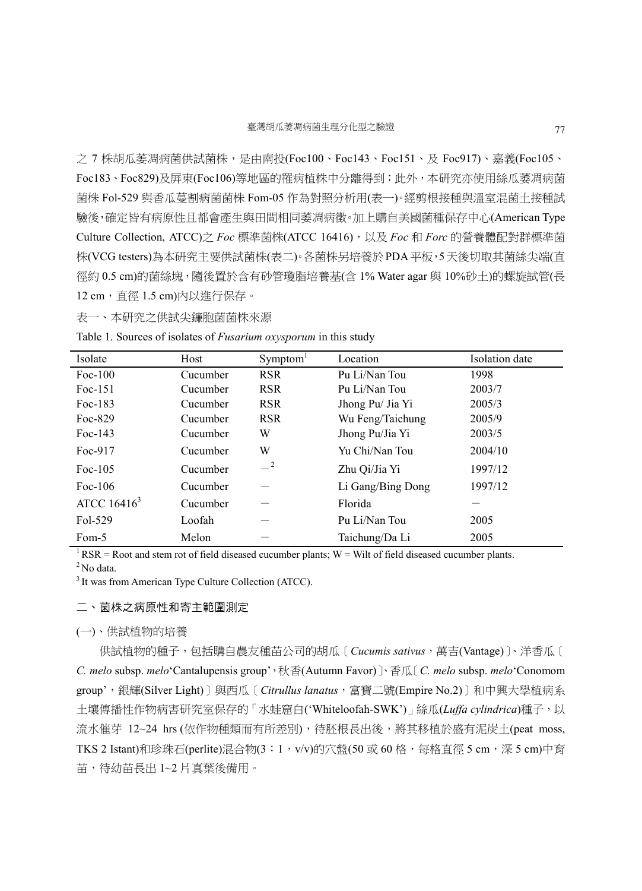之 7 株胡瓜萎凋病菌供試菌株，是由南投(Foc100、Foc143、Foc151、及 Foc917)、嘉義(Foc105、Foc183、Foc829)及屏東(Foc106)等地區的罹病植株中分離得到；此外，本研究亦使用絲瓜萎凋病菌菌株 Fol-529 與香瓜蔓割病菌菌株 Fom-05 作為對照分析用(表一)。經剪根接種與溫室混菌土接種試驗後，確定皆有病原性且都會產生與田間相同萎凋病徵。加上購自美國菌種保存中心(American Type Culture Collection, ATCC)之 *Foc* 標準菌株(ATCC 16416)，以及 *Foc* 和 *Forc* 的營養體配對群標準菌株(VCG testers)為本研究主要供試菌株(表二)。各菌株另培養於 PDA 平板，5 天後切取其菌絲尖端(直徑約 0.5 cm)的菌絲塊，隨後置於含有砂管瓊脂培養基(含 1% Water agar 與 10%砂土)的螺旋試管(長 12 cm，直徑 1.5 cm)內以進行保存。

表一、本研究之供試尖鐮胞菌菌株來源

Table 1. Sources of isolates of *Fusarium oxysporum* in this study

| Isolate | Host | Symptom[1] | Location | Isolation date |
|---|---|---|---|---|
| Foc-100 | Cucumber | RSR | Pu Li/Nan Tou | 1998 |
| Foc-151 | Cucumber | RSR | Pu Li/Nan Tou | 2003/7 |
| Foc-183 | Cucumber | RSR | Jhong Pu/ Jia Yi | 2005/3 |
| Foc-829 | Cucumber | RSR | Wu Feng/Taichung | 2005/9 |
| Foc-143 | Cucumber | W | Jhong Pu/Jia Yi | 2003/5 |
| Foc-917 | Cucumber | W | Yu Chi/Nan Tou | 2004/10 |
| Foc-105 | Cucumber | —[2] | Zhu Qi/Jia Yi | 1997/12 |
| Foc-106 | Cucumber | — | Li Gang/Bing Dong | 1997/12 |
| ATCC 16416[3] | Cucumber | — | Florida | — |
| Fol-529 | Loofah | — | Pu Li/Nan Tou | 2005 |
| Fom-5 | Melon | — | Taichung/Da Li | 2005 |

[1] RSR = Root and stem rot of field diseased cucumber plants; W = Wilt of field diseased cucumber plants.

[2] No data.

[3] It was from American Type Culture Collection (ATCC).

## 二、菌株之病原性和寄主範圍測定

### (一)、供試植物的培養

供試植物的種子，包括購自農友種苗公司的胡瓜〔*Cucumis sativus*，萬吉(Vantage)〕、洋香瓜〔*C. melo* subsp. *melo*‘Cantalupensis group’，秋香(Autumn Favor)〕、香瓜〔*C. melo* subsp. *melo*‘Conomom group’，銀輝(Silver Light)〕與西瓜〔*Citrullus lanatus*，富寶二號(Empire No.2)〕和中興大學植病系土壤傳播性作物病害研究室保存的「水蛙窟白(‘Whiteloofah-SWK’)」絲瓜(*Luffa cylindrica*)種子，以流水催芽 12~24 hrs (依作物種類而有所差別)，待胚根長出後，將其移植於盛有泥炭土(peat moss, TKS 2 Istant)和珍珠石(perlite)混合物(3：1，v/v)的穴盤(50 或 60 格，每格直徑 5 cm，深 5 cm)中育苗，待幼苗長出 1~2 片真葉後備用。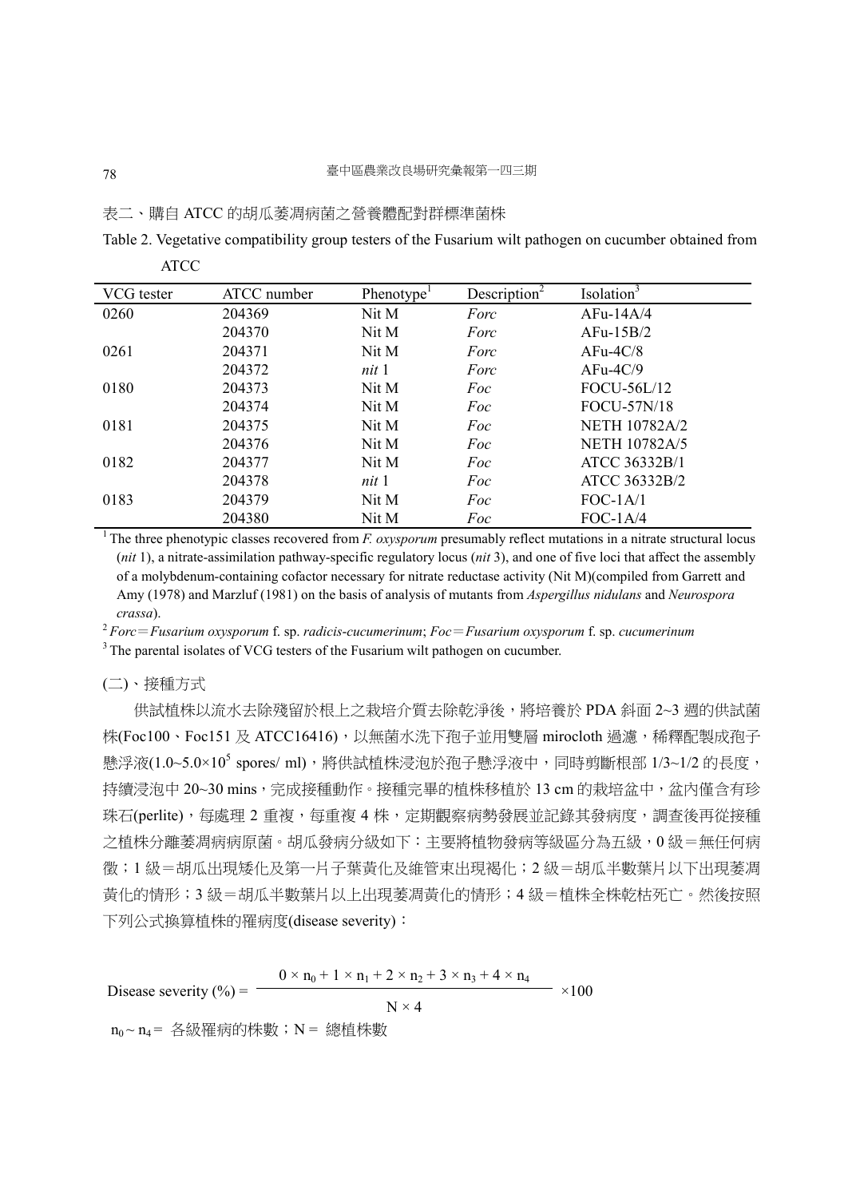表二、購自 ATCC 的胡瓜萎凋病菌之營養體配對群標準菌株

Table 2. Vegetative compatibility group testers of the Fusarium wilt pathogen on cucumber obtained from ATCC

| VCG tester | ATCC number | Phenotype[1] | Description[2] | Isolation[3] |
|---|---|---|---|---|
| 0260 | 204369 | Nit M | *Forc* | AFu-14A/4 |
| | 204370 | Nit M | *Forc* | AFu-15B/2 |
| 0261 | 204371 | Nit M | *Forc* | AFu-4C/8 |
| | 204372 | *nit* 1 | *Forc* | AFu-4C/9 |
| 0180 | 204373 | Nit M | *Foc* | FOCU-56L/12 |
| | 204374 | Nit M | *Foc* | FOCU-57N/18 |
| 0181 | 204375 | Nit M | *Foc* | NETH 10782A/2 |
| | 204376 | Nit M | *Foc* | NETH 10782A/5 |
| 0182 | 204377 | Nit M | *Foc* | ATCC 36332B/1 |
| | 204378 | *nit* 1 | *Foc* | ATCC 36332B/2 |
| 0183 | 204379 | Nit M | *Foc* | FOC-1A/1 |
| | 204380 | Nit M | *Foc* | FOC-1A/4 |

[1] The three phenotypic classes recovered from *F. oxysporum* presumably reflect mutations in a nitrate structural locus (*nit* 1), a nitrate-assimilation pathway-specific regulatory locus (*nit* 3), and one of five loci that affect the assembly of a molybdenum-containing cofactor necessary for nitrate reductase activity (Nit M)(compiled from Garrett and Amy (1978) and Marzluf (1981) on the basis of analysis of mutants from *Aspergillus nidulans* and *Neurospora crassa*).

[2] *Forc*＝*Fusarium oxysporum* f. sp. *radicis-cucumerinum*; *Foc*＝*Fusarium oxysporum* f. sp. *cucumerinum*

[3] The parental isolates of VCG testers of the Fusarium wilt pathogen on cucumber.

(二)、接種方式

供試植株以流水去除殘留於根上之栽培介質去除乾淨後，將培養於 PDA 斜面 2~3 週的供試菌株(Foc100、Foc151 及 ATCC16416)，以無菌水洗下孢子並用雙層 mirocloth 過濾，稀釋配製成孢子懸浮液(1.0~5.0×$10^5$ spores/ ml)，將供試植株浸泡於孢子懸浮液中，同時剪斷根部 1/3~1/2 的長度，持續浸泡中 20~30 mins，完成接種動作。接種完畢的植株移植於 13 cm 的栽培盆中，盆內僅含有珍珠石(perlite)，每處理 2 重複，每重複 4 株，定期觀察病勢發展並記錄其發病度，調查後再從接種之植株分離萎凋病病原菌。胡瓜發病分級如下：主要將植物發病等級區分為五級，0 級＝無任何病徵；1 級＝胡瓜出現矮化及第一片子葉黃化及維管束出現褐化；2 級＝胡瓜半數葉片以下出現萎凋黃化的情形；3 級＝胡瓜半數葉片以上出現萎凋黃化的情形；4 級＝植株全株乾枯死亡。然後按照下列公式換算植株的罹病度(disease severity)：

$$\text{Disease severity (\%)} = \frac{0 \times n_0 + 1 \times n_1 + 2 \times n_2 + 3 \times n_3 + 4 \times n_4}{N \times 4} \times 100$$

$n_0 \sim n_4$ = 各級罹病的株數；N = 總植株數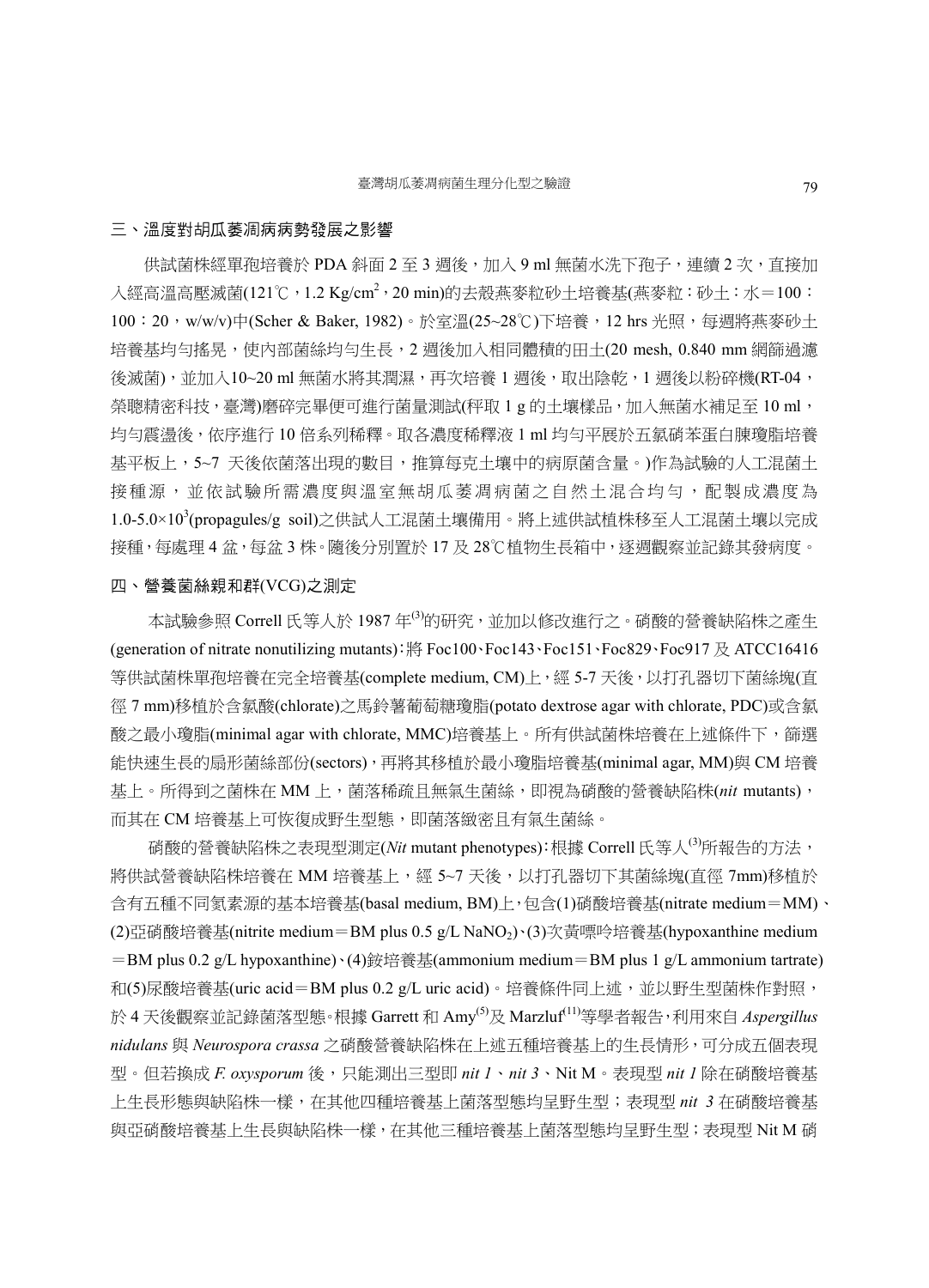## 三、溫度對胡瓜萎凋病病勢發展之影響

供試菌株經單孢培養於 PDA 斜面 2 至 3 週後，加入 9 ml 無菌水洗下孢子，連續 2 次，直接加入經高溫高壓滅菌(121℃，1.2 Kg/cm$^2$，20 min)的去殼燕麥粒砂土培養基(燕麥粒：砂土：水＝100：100：20，w/w/v)中(Scher & Baker, 1982)。於室溫(25~28℃)下培養，12 hrs 光照，每週將燕麥砂土培養基均勻搖晃，使內部菌絲均勻生長，2 週後加入相同體積的田土(20 mesh, 0.840 mm 網篩過濾後滅菌)，並加入10~20 ml 無菌水將其潤濕，再次培養 1 週後，取出陰乾，1 週後以粉碎機(RT-04，榮聰精密科技，臺灣)磨碎完畢便可進行菌量測試(秤取 1 g 的土壤樣品，加入無菌水補足至 10 ml，均勻震盪後，依序進行 10 倍系列稀釋。取各濃度稀釋液 1 ml 均勻平展於五氯硝苯蛋白腖瓊脂培養基平板上，5~7 天後依菌落出現的數目，推算每克土壤中的病原菌含量。)作為試驗的人工混菌土接種源，並依試驗所需濃度與溫室無胡瓜萎凋病菌之自然土混合均勻，配製成濃度為 1.0-5.0×10$^3$(propagules/g soil)之供試人工混菌土壤備用。將上述供試植株移至人工混菌土壤以完成接種，每處理 4 盆，每盆 3 株。隨後分別置於 17 及 28℃植物生長箱中，逐週觀察並記錄其發病度。

## 四、營養菌絲親和群(VCG)之測定

本試驗參照 Correll 氏等人於 1987 年[3]的研究，並加以修改進行之。硝酸的營養缺陷株之產生(generation of nitrate nonutilizing mutants)：將 Foc100、Foc143、Foc151、Foc829、Foc917 及 ATCC16416 等供試菌株單孢培養在完全培養基(complete medium, CM)上，經 5-7 天後，以打孔器切下菌絲塊(直徑 7 mm)移植於含氯酸(chlorate)之馬鈴薯葡萄糖瓊脂(potato dextrose agar with chlorate, PDC)或含氯酸之最小瓊脂(minimal agar with chlorate, MMC)培養基上。所有供試菌株培養在上述條件下，篩選能快速生長的扇形菌絲部份(sectors)，再將其移植於最小瓊脂培養基(minimal agar, MM)與 CM 培養基上。所得到之菌株在 MM 上，菌落稀疏且無氣生菌絲，即視為硝酸的營養缺陷株(*nit* mutants)，而其在 CM 培養基上可恢復成野生型態，即菌落緻密且有氣生菌絲。

硝酸的營養缺陷株之表現型測定(*Nit* mutant phenotypes)：根據 Correll 氏等人[3]所報告的方法，將供試營養缺陷株培養在 MM 培養基上，經 5~7 天後，以打孔器切下其菌絲塊(直徑 7mm)移植於含有五種不同氮素源的基本培養基(basal medium, BM)上，包含(1)硝酸培養基(nitrate medium＝MM)、(2)亞硝酸培養基(nitrite medium＝BM plus 0.5 g/L $NaNO_2$)、(3)次黃嘌呤培養基(hypoxanthine medium＝BM plus 0.2 g/L hypoxanthine)、(4)銨培養基(ammonium medium＝BM plus 1 g/L ammonium tartrate)和(5)尿酸培養基(uric acid＝BM plus 0.2 g/L uric acid)。培養條件同上述，並以野生型菌株作對照，於 4 天後觀察並記錄菌落型態。根據 Garrett 和 Amy[5]及 Marzluf[11]等學者報告，利用來自 *Aspergillus nidulans* 與 *Neurospora crassa* 之硝酸營養缺陷株在上述五種培養基上的生長情形，可分成五個表現型。但若換成 *F. oxysporum* 後，只能測出三型即 *nit 1*、*nit 3*、Nit M。表現型 *nit 1* 除在硝酸培養基上生長形態與缺陷株一樣，在其他四種培養基上菌落型態均呈野生型；表現型 *nit 3* 在硝酸培養基與亞硝酸培養基上生長與缺陷株一樣，在其他三種培養基上菌落型態均呈野生型；表現型 Nit M 硝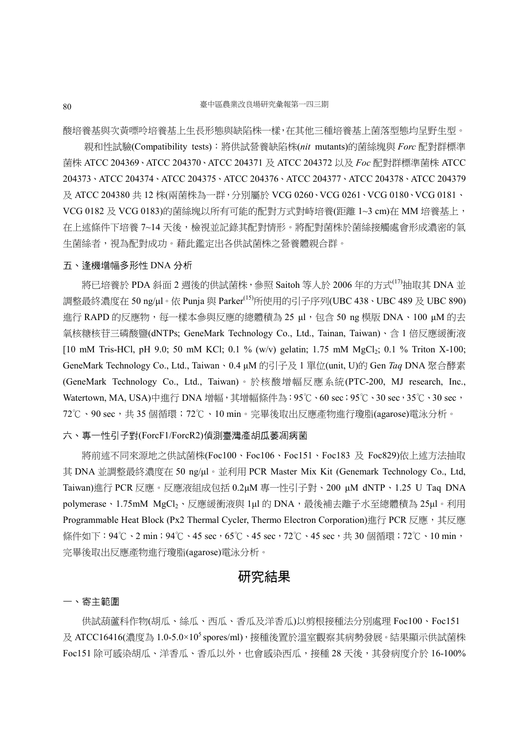酸培養基與次黃嘌呤培養基上生長形態與缺陷株一樣，在其他三種培養基上菌落型態均呈野生型。

親和性試驗(Compatibility tests)：將供試營養缺陷株(*nit* mutants)的菌絲塊與 *Forc* 配對群標準菌株 ATCC 204369、ATCC 204370、ATCC 204371 及 ATCC 204372 以及 *Foc* 配對群標準菌株 ATCC 204373、ATCC 204374、ATCC 204375、ATCC 204376、ATCC 204377、ATCC 204378、ATCC 204379 及 ATCC 204380 共 12 株(兩菌株為一群，分別屬於 VCG 0260、VCG 0261、VCG 0180、VCG 0181、VCG 0182 及 VCG 0183)的菌絲塊以所有可能的配對方式對峙培養(距離 1~3 cm)在 MM 培養基上，在上述條件下培養 7~14 天後，檢視並記錄其配對情形。將配對菌株於菌絲接觸處會形成濃密的氣生菌絲者，視為配對成功。藉此鑑定出各供試菌株之營養體親合群。

## 五、逢機增幅多形性 DNA 分析

將已培養於 PDA 斜面 2 週後的供試菌株，參照 Saitoh 等人於 2006 年的方式[17]抽取其 DNA 並調整最終濃度在 50 ng/μl。依 Punja 與 Parker[15]所使用的引子序列(UBC 438、UBC 489 及 UBC 890)進行 RAPD 的反應物，每一樣本參與反應的總體積為 25 μl，包含 50 ng 模版 DNA、100 μM 的去氧核糖核苷三磷酸鹽(dNTPs; GeneMark Technology Co., Ltd., Tainan, Taiwan)、含 1 倍反應緩衝液[10 mM Tris-HCl, pH 9.0; 50 mM KCl; 0.1 % (w/v) gelatin; 1.75 mM $MgCl_2$; 0.1 % Triton X-100; GeneMark Technology Co., Ltd., Taiwan、0.4 μM 的引子及 1 單位(unit, U)的 Gen *Taq* DNA 聚合酵素(GeneMark Technology Co., Ltd., Taiwan)。於核酸增幅反應系統(PTC-200, MJ research, Inc., Watertown, MA, USA)中進行 DNA 增幅，其增幅條件為：95℃、60 sec；95℃、30 sec，35℃、30 sec，72℃、90 sec，共 35 個循環；72℃、10 min。完畢後取出反應產物進行瓊脂(agarose)電泳分析。

## 六、專一性引子對(ForcF1/ForcR2)偵測臺灣產胡瓜萎凋病菌

將前述不同來源地之供試菌株(Foc100、Foc106、Foc151、Foc183 及 Foc829)依上述方法抽取其 DNA 並調整最終濃度在 50 ng/μl。並利用 PCR Master Mix Kit (Genemark Technology Co., Ltd, Taiwan)進行 PCR 反應。反應液組成包括 0.2μM 專一性引子對、200 μM dNTP、1.25 U Taq DNA polymerase、1.75mM $MgCl_2$、反應緩衝液與 1μl 的 DNA，最後補去離子水至總體積為 25μl。利用 Programmable Heat Block (Px2 Thermal Cycler, Thermo Electron Corporation)進行 PCR 反應，其反應條件如下：94℃、2 min；94℃、45 sec，65℃、45 sec，72℃、45 sec，共 30 個循環；72℃、10 min，完畢後取出反應產物進行瓊脂(agarose)電泳分析。

# 研究結果

## 一、寄主範圍

供試葫蘆科作物(胡瓜、絲瓜、西瓜、香瓜及洋香瓜)以剪根接種法分別處理 Foc100、Foc151 及 ATCC16416(濃度為 $1.0\text{-}5.0\times10^5$ spores/ml)，接種後置於溫室觀察其病勢發展。結果顯示供試菌株 Foc151 除可感染胡瓜、洋香瓜、香瓜以外，也會感染西瓜，接種 28 天後，其發病度介於 16-100%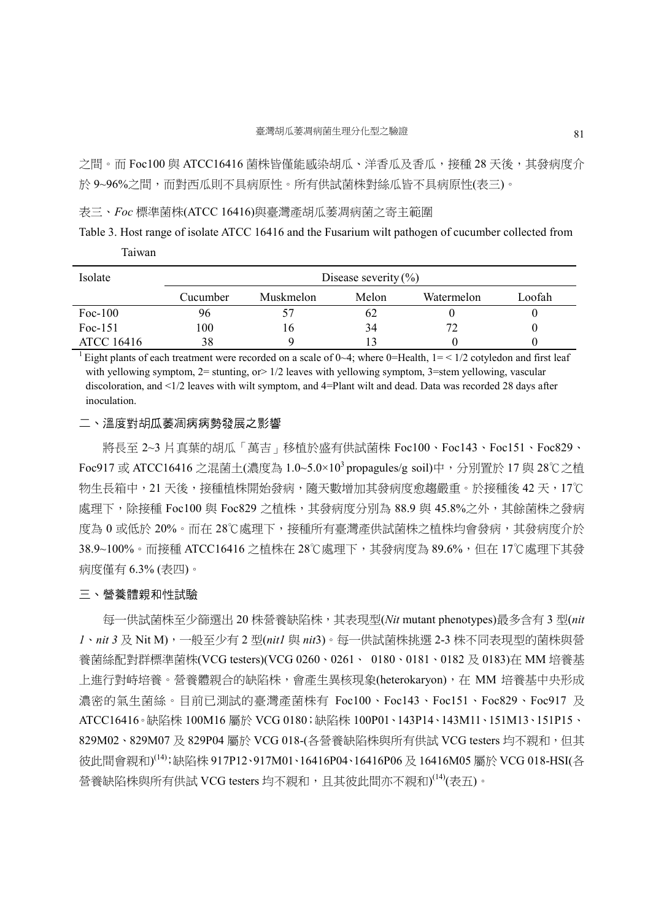之間。而 Foc100 與 ATCC16416 菌株皆僅能感染胡瓜、洋香瓜及香瓜，接種 28 天後，其發病度介於 9~96%之間，而對西瓜則不具病原性。所有供試菌株對絲瓜皆不具病原性(表三)。

表三、*Foc* 標準菌株(ATCC 16416)與臺灣產胡瓜萎凋病菌之寄主範圍

Table 3. Host range of isolate ATCC 16416 and the Fusarium wilt pathogen of cucumber collected from Taiwan

| Isolate | Disease severity (%) | | | | |
|---|---|---|---|---|---|
| | Cucumber | Muskmelon | Melon | Watermelon | Loofah |
| Foc-100 | 96 | 57 | 62 | 0 | 0 |
| Foc-151 | 100 | 16 | 34 | 72 | 0 |
| ATCC 16416 | 38 | 9 | 13 | 0 | 0 |

[1] Eight plants of each treatment were recorded on a scale of 0~4; where 0=Health, 1= < 1/2 cotyledon and first leaf with yellowing symptom, 2= stunting, or> 1/2 leaves with yellowing symptom, 3=stem yellowing, vascular discoloration, and <1/2 leaves with wilt symptom, and 4=Plant wilt and dead. Data was recorded 28 days after inoculation.

## 二、溫度對胡瓜萎凋病病勢發展之影響

將長至 2~3 片真葉的胡瓜「萬吉」移植於盛有供試菌株 Foc100、Foc143、Foc151、Foc829、Foc917 或 ATCC16416 之混菌土(濃度為 $1.0 \sim 5.0 \times 10^3$ propagules/g soil)中，分別置於 17 與 28℃之植物生長箱中，21 天後，接種植株開始發病，隨天數增加其發病度愈趨嚴重。於接種後 42 天，17℃處理下，除接種 Foc100 與 Foc829 之植株，其發病度分別為 88.9 與 45.8%之外，其餘菌株之發病度為 0 或低於 20%。而在 28℃處理下，接種所有臺灣產供試菌株之植株均會發病，其發病度介於 38.9~100%。而接種 ATCC16416 之植株在 28℃處理下，其發病度為 89.6%，但在 17℃處理下其發病度僅有 6.3% (表四)。

## 三、營養體親和性試驗

每一供試菌株至少篩選出 20 株營養缺陷株，其表現型(*Nit* mutant phenotypes)最多含有 3 型(*nit 1*、*nit 3* 及 Nit M)，一般至少有 2 型(*nit1* 與 *nit*3)。每一供試菌株挑選 2-3 株不同表現型的菌株與營養菌絲配對群標準菌株(VCG testers)(VCG 0260、0261、 0180、0181、0182 及 0183)在 MM 培養基上進行對峙培養。營養體親合的缺陷株，會產生異核現象(heterokaryon)，在 MM 培養基中央形成濃密的氣生菌絲。目前已測試的臺灣產菌株有 Foc100、Foc143、Foc151、Foc829、Foc917 及 ATCC16416。缺陷株 100M16 屬於 VCG 0180；缺陷株 100P01、143P14、143M11、151M13、151P15、829M02、829M07 及 829P04 屬於 VCG 018-(各營養缺陷株與所有供試 VCG testers 均不親和，但其彼此間會親和)[14]；缺陷株 917P12、917M01、16416P04、16416P06 及 16416M05 屬於 VCG 018-HSI(各營養缺陷株與所有供試 VCG testers 均不親和，且其彼此間亦不親和)[14](表五)。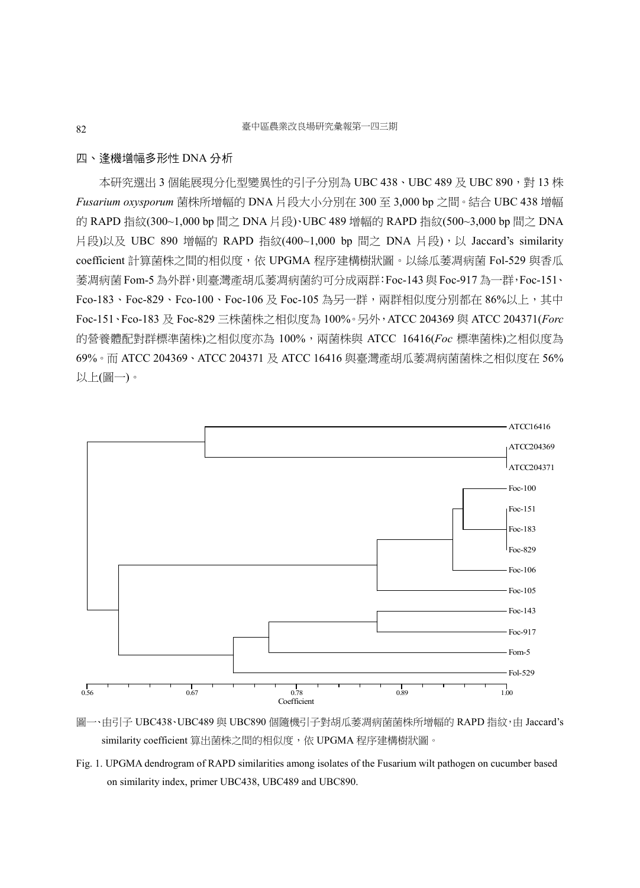## 四、逢機增幅多形性 DNA 分析

本研究選出 3 個能展現分化型變異性的引子分別為 UBC 438、UBC 489 及 UBC 890，對 13 株 *Fusarium oxysporum* 菌株所增幅的 DNA 片段大小分別在 300 至 3,000 bp 之間。結合 UBC 438 增幅的 RAPD 指紋(300~1,000 bp 間之 DNA 片段)、UBC 489 增幅的 RAPD 指紋(500~3,000 bp 間之 DNA 片段)以及 UBC 890 增幅的 RAPD 指紋(400~1,000 bp 間之 DNA 片段)，以 Jaccard's similarity coefficient 計算菌株之間的相似度，依 UPGMA 程序建構樹狀圖。以絲瓜萎凋病菌 Fol-529 與香瓜萎凋病菌 Fom-5 為外群，則臺灣產胡瓜萎凋病菌約可分成兩群：Foc-143 與 Foc-917 為一群，Foc-151、Fco-183、Foc-829、Fco-100、Foc-106 及 Foc-105 為另一群，兩群相似度分別都在 86%以上，其中 Foc-151、Fco-183 及 Foc-829 三株菌株之相似度為 100%。另外，ATCC 204369 與 ATCC 204371(*Forc* 的營養體配對群標準菌株)之相似度亦為 100%，兩菌株與 ATCC 16416(*Foc* 標準菌株)之相似度為 69%。而 ATCC 204369、ATCC 204371 及 ATCC 16416 與臺灣產胡瓜萎凋病菌菌株之相似度在 56%以上(圖一)。

圖一、由引子 UBC438、UBC489 與 UBC890 個隨機引子對胡瓜萎凋病菌菌株所增幅的 RAPD 指紋，由 Jaccard's similarity coefficient 算出菌株之間的相似度，依 UPGMA 程序建構樹狀圖。

Fig. 1. UPGMA dendrogram of RAPD similarities among isolates of the Fusarium wilt pathogen on cucumber based on similarity index, primer UBC438, UBC489 and UBC890.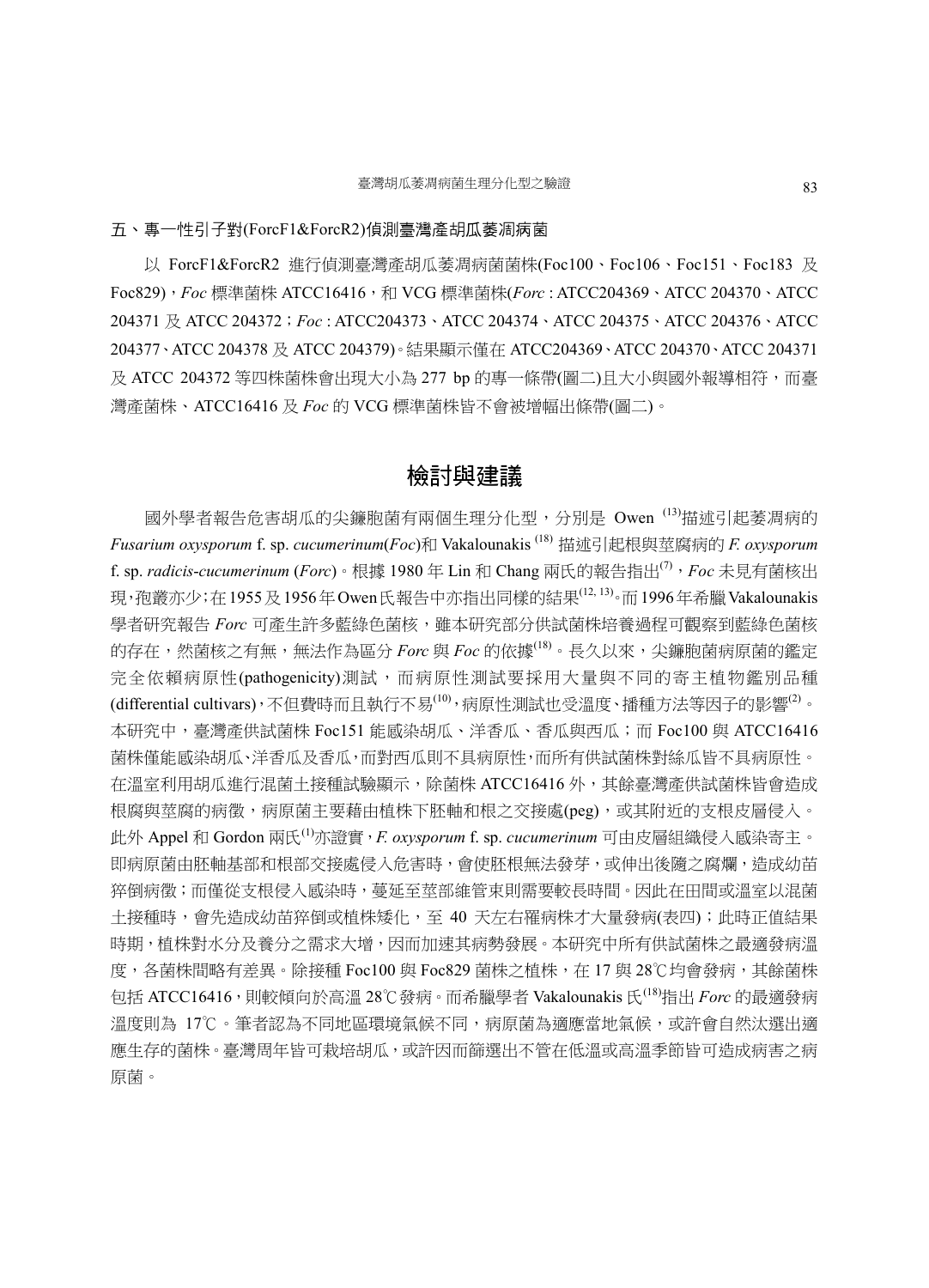### 五、專一性引子對(ForcF1&ForcR2)偵測臺灣產胡瓜萎凋病菌

以 ForcF1&ForcR2 進行偵測臺灣產胡瓜萎凋病菌菌株(Foc100、Foc106、Foc151、Foc183 及 Foc829)，*Foc* 標準菌株 ATCC16416，和 VCG 標準菌株(*Forc* : ATCC204369、ATCC 204370、ATCC 204371 及 ATCC 204372；*Foc* : ATCC204373、ATCC 204374、ATCC 204375、ATCC 204376、ATCC 204377、ATCC 204378 及 ATCC 204379)。結果顯示僅在 ATCC204369、ATCC 204370、ATCC 204371 及 ATCC 204372 等四株菌株會出現大小為 277 bp 的專一條帶(圖二)且大小與國外報導相符，而臺灣產菌株、ATCC16416 及 *Foc* 的 VCG 標準菌株皆不會被增幅出條帶(圖二)。

## 檢討與建議

國外學者報告危害胡瓜的尖鐮胞菌有兩個生理分化型，分別是 Owen [13]描述引起萎凋病的 *Fusarium oxysporum* f. sp. *cucumerinum*(*Foc*)和 Vakalounakis [18] 描述引起根與莖腐病的 *F. oxysporum* f. sp. *radicis-cucumerinum* (*Forc*)。根據 1980 年 Lin 和 Chang 兩氏的報告指出[7]，*Foc* 未見有菌核出現，孢叢亦少；在 1955 及 1956 年 Owen 氏報告中亦指出同樣的結果[12, 13]。而 1996 年希臘 Vakalounakis 學者研究報告 *Forc* 可產生許多藍綠色菌核，雖本研究部分供試菌株培養過程可觀察到藍綠色菌核的存在，然菌核之有無，無法作為區分 *Forc* 與 *Foc* 的依據[18]。長久以來，尖鐮胞菌病原菌的鑑定完全依賴病原性(pathogenicity)測試，而病原性測試要採用大量與不同的寄主植物鑑別品種(differential cultivars)，不但費時而且執行不易[10]，病原性測試也受溫度、播種方法等因子的影響[2]。本研究中，臺灣產供試菌株 Foc151 能感染胡瓜、洋香瓜、香瓜與西瓜；而 Foc100 與 ATCC16416 菌株僅能感染胡瓜、洋香瓜及香瓜，而對西瓜則不具病原性，而所有供試菌株對絲瓜皆不具病原性。在溫室利用胡瓜進行混菌土接種試驗顯示，除菌株 ATCC16416 外，其餘臺灣產供試菌株皆會造成根腐與莖腐的病徵，病原菌主要藉由植株下胚軸和根之交接處(peg)，或其附近的支根皮層侵入。此外 Appel 和 Gordon 兩氏[1]亦證實，*F. oxysporum* f. sp. *cucumerinum* 可由皮層組織侵入感染寄主。即病原菌由胚軸基部和根部交接處侵入危害時，會使胚根無法發芽，或伸出後隨之腐爛，造成幼苗猝倒病徵；而僅從支根侵入感染時，蔓延至莖部維管束則需要較長時間。因此在田間或溫室以混菌土接種時，會先造成幼苗猝倒或植株矮化，至 40 天左右罹病株才大量發病(表四)；此時正值結果時期，植株對水分及養分之需求大增，因而加速其病勢發展。本研究中所有供試菌株之最適發病溫度，各菌株間略有差異。除接種 Foc100 與 Foc829 菌株之植株，在 17 與 28℃均會發病，其餘菌株包括 ATCC16416，則較傾向於高溫 28℃發病。而希臘學者 Vakalounakis 氏[18]指出 *Forc* 的最適發病溫度則為 17℃。筆者認為不同地區環境氣候不同，病原菌為適應當地氣候，或許會自然汰選出適應生存的菌株。臺灣周年皆可栽培胡瓜，或許因而篩選出不管在低溫或高溫季節皆可造成病害之病原菌。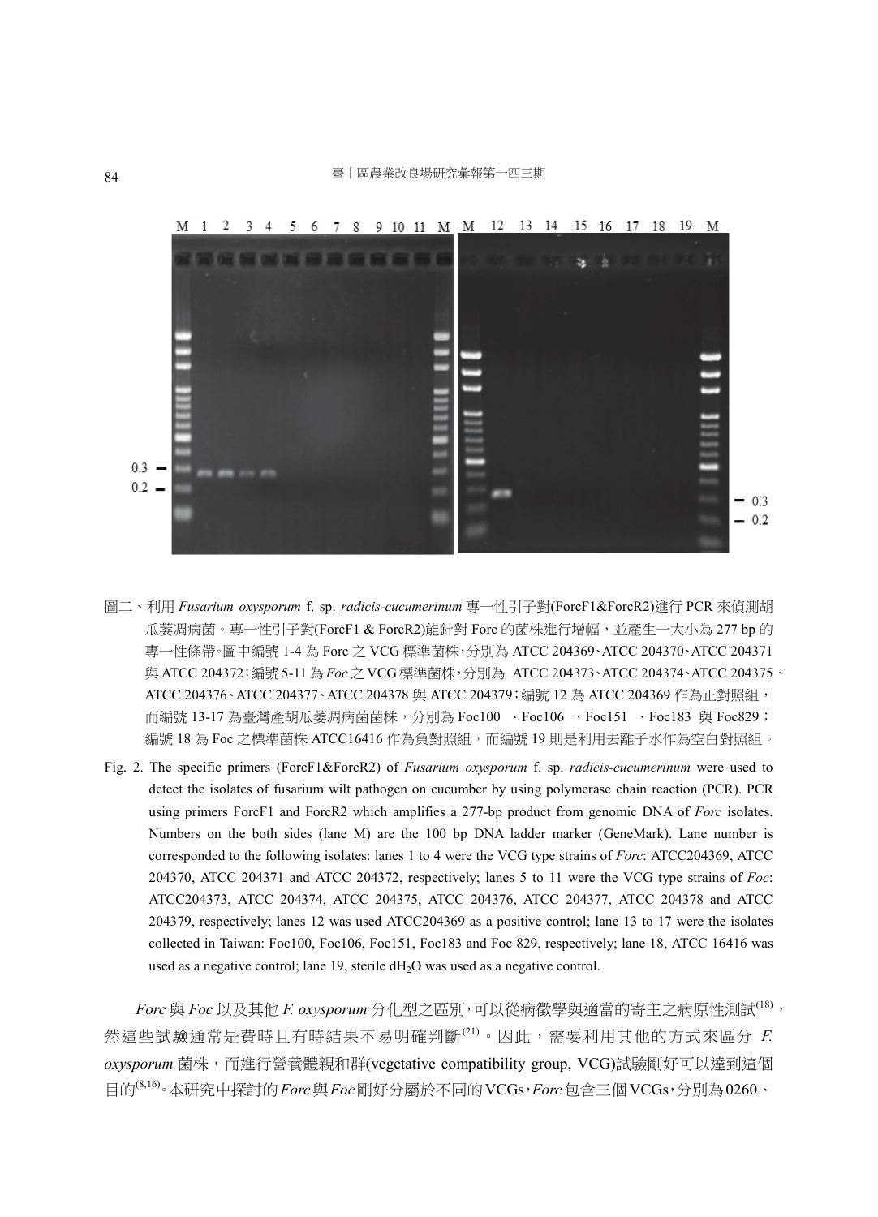圖二、利用 *Fusarium oxysporum* f. sp. *radicis-cucumerinum* 專一性引子對(ForcF1&ForcR2)進行 PCR 來偵測胡瓜萎凋病菌。專一性引子對(ForcF1 & ForcR2)能針對 Forc 的菌株進行增幅，並產生一大小為 277 bp 的專一性條帶。圖中編號 1-4 為 Forc 之 VCG 標準菌株，分別為 ATCC 204369、ATCC 204370、ATCC 204371 與 ATCC 204372；編號 5-11 為 *Foc* 之 VCG 標準菌株，分別為 ATCC 204373、ATCC 204374、ATCC 204375、ATCC 204376、ATCC 204377、ATCC 204378 與 ATCC 204379；編號 12 為 ATCC 204369 作為正對照組，而編號 13-17 為臺灣產胡瓜萎凋病菌菌株，分別為 Foc100 、Foc106 、Foc151 、Foc183 與 Foc829；編號 18 為 Foc 之標準菌株 ATCC16416 作為負對照組，而編號 19 則是利用去離子水作為空白對照組。

Fig. 2. The specific primers (ForcF1&ForcR2) of *Fusarium oxysporum* f. sp. *radicis-cucumerinum* were used to detect the isolates of fusarium wilt pathogen on cucumber by using polymerase chain reaction (PCR). PCR using primers ForcF1 and ForcR2 which amplifies a 277-bp product from genomic DNA of *Forc* isolates. Numbers on the both sides (lane M) are the 100 bp DNA ladder marker (GeneMark). Lane number is corresponded to the following isolates: lanes 1 to 4 were the VCG type strains of *Forc*: ATCC204369, ATCC 204370, ATCC 204371 and ATCC 204372, respectively; lanes 5 to 11 were the VCG type strains of *Foc*: ATCC204373, ATCC 204374, ATCC 204375, ATCC 204376, ATCC 204377, ATCC 204378 and ATCC 204379, respectively; lanes 12 was used ATCC204369 as a positive control; lane 13 to 17 were the isolates collected in Taiwan: Foc100, Foc106, Foc151, Foc183 and Foc 829, respectively; lane 18, ATCC 16416 was used as a negative control; lane 19, sterile $dH_2O$ was used as a negative control.

*Forc* 與 *Foc* 以及其他 *F. oxysporum* 分化型之區別，可以從病徵學與適當的寄主之病原性測試[18]，然這些試驗通常是費時且有時結果不易明確判斷[21]。因此，需要利用其他的方式來區分 *F. oxysporum* 菌株，而進行營養體親和群(vegetative compatibility group, VCG)試驗剛好可以達到這個目的[8,16]。本研究中探討的*Forc*與*Foc*剛好分屬於不同的VCGs，*Forc*包含三個VCGs，分別為0260、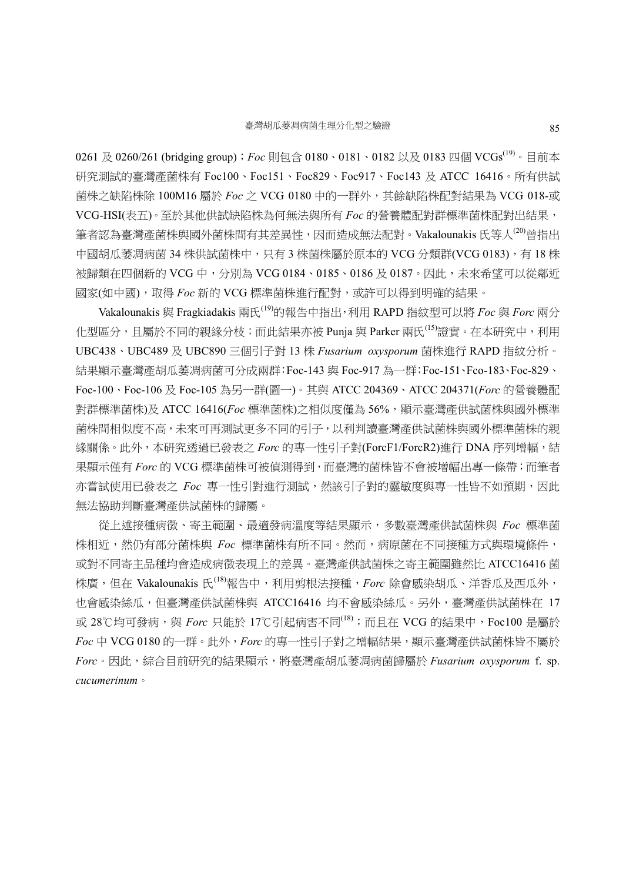0261 及 0260/261 (bridging group)；*Foc* 則包含 0180、0181、0182 以及 0183 四個 VCGs[19]。目前本研究測試的臺灣產菌株有 Foc100、Foc151、Foc829、Foc917、Foc143 及 ATCC 16416。所有供試菌株之缺陷株除 100M16 屬於 *Foc* 之 VCG 0180 中的一群外，其餘缺陷株配對結果為 VCG 018-或 VCG-HSI(表五)。至於其他供試缺陷株為何無法與所有 *Foc* 的營養體配對群標準菌株配對出結果，筆者認為臺灣產菌株與國外菌株間有其差異性，因而造成無法配對。Vakalounakis 氏等人[20]曾指出中國胡瓜萎凋病菌 34 株供試菌株中，只有 3 株菌株屬於原本的 VCG 分類群(VCG 0183)，有 18 株被歸類在四個新的 VCG 中，分別為 VCG 0184、0185、0186 及 0187。因此，未來希望可以從鄰近國家(如中國)，取得 *Foc* 新的 VCG 標準菌株進行配對，或許可以得到明確的結果。

Vakalounakis 與 Fragkiadakis 兩氏[19]的報告中指出，利用 RAPD 指紋型可以將 *Foc* 與 *Forc* 兩分化型區分，且屬於不同的親緣分枝；而此結果亦被 Punja 與 Parker 兩氏[15]證實。在本研究中，利用 UBC438、UBC489 及 UBC890 三個引子對 13 株 *Fusarium oxysporum* 菌株進行 RAPD 指紋分析。結果顯示臺灣產胡瓜萎凋病菌可分成兩群：Foc-143 與 Foc-917 為一群；Foc-151、Fco-183、Foc-829、Foc-100、Foc-106 及 Foc-105 為另一群(圖一)。其與 ATCC 204369、ATCC 204371(*Forc* 的營養體配對群標準菌株)及 ATCC 16416(*Foc* 標準菌株)之相似度僅為 56%，顯示臺灣產供試菌株與國外標準菌株間相似度不高，未來可再測試更多不同的引子，以利判讀臺灣產供試菌株與國外標準菌株的親緣關係。此外，本研究透過已發表之 *Forc* 的專一性引子對(ForcF1/ForcR2)進行 DNA 序列增幅，結果顯示僅有 *Forc* 的 VCG 標準菌株可被偵測得到，而臺灣的菌株皆不會被增幅出專一條帶；而筆者亦嘗試使用已發表之 *Foc* 專一性引對進行測試，然該引子對的靈敏度與專一性皆不如預期，因此無法協助判斷臺灣產供試菌株的歸屬。

從上述接種病徵、寄主範圍、最適發病溫度等結果顯示，多數臺灣產供試菌株與 *Foc* 標準菌株相近，然仍有部分菌株與 *Foc* 標準菌株有所不同。然而，病原菌在不同接種方式與環境條件，或對不同寄主品種均會造成病徵表現上的差異。臺灣產供試菌株之寄主範圍雖然比 ATCC16416 菌株廣，但在 Vakalounakis 氏[18]報告中，利用剪根法接種，*Forc* 除會感染胡瓜、洋香瓜及西瓜外，也會感染絲瓜，但臺灣產供試菌株與 ATCC16416 均不會感染絲瓜。另外，臺灣產供試菌株在 17 或 28℃均可發病，與 *Forc* 只能於 17℃引起病害不同[18]；而且在 VCG 的結果中，Foc100 是屬於 *Foc* 中 VCG 0180 的一群。此外，*Forc* 的專一性引子對之增幅結果，顯示臺灣產供試菌株皆不屬於 *Forc*。因此，綜合目前研究的結果顯示，將臺灣產胡瓜萎凋病菌歸屬於 *Fusarium oxysporum* f. sp. *cucumerinum*。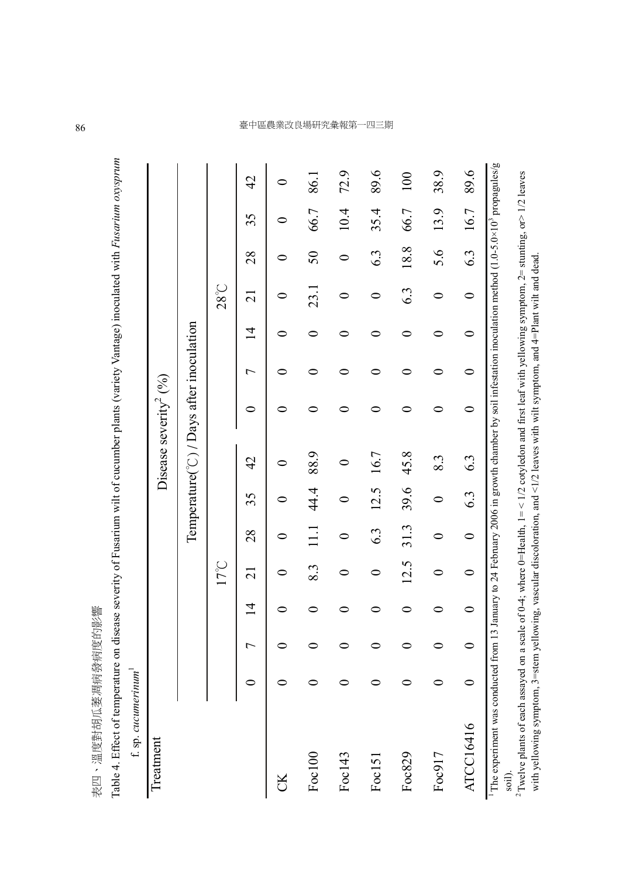表四、溫度對胡瓜萎凋病發病度的影響

Table 4. Effect of temperature on disease severity of Fusarium wilt of cucumber plants (variety Vantage) inoculated with *Fusarium oxysprum* f. sp. *cucumerinum*[1]

| Treatment | Disease severity[2] (%) | | | | | | | | | | | | |
|---|---|---|---|---|---|---|---|---|---|---|---|---|---|
| | Temperature(℃) / Days after inoculation | | | | | | | | | | | | |
| | 17℃ | | | | | | | 28℃ | | | | | |
| | 0 | 7 | 14 | 21 | 28 | 35 | 42 | 0 | 7 | 14 | 21 | 28 | 35 | 42 |
| CK | 0 | 0 | 0 | 0 | 0 | 0 | 0 | 0 | 0 | 0 | 0 | 0 | 0 | 0 |
| Foc100 | 0 | 0 | 0 | 8.3 | 11.1 | 44.4 | 88.9 | 0 | 0 | 0 | 23.1 | 50 | 66.7 | 86.1 |
| Foc143 | 0 | 0 | 0 | 0 | 0 | 0 | 0 | 0 | 0 | 0 | 0 | 0 | 10.4 | 72.9 |
| Foc151 | 0 | 0 | 0 | 0 | 6.3 | 12.5 | 16.7 | 0 | 0 | 0 | 0 | 6.3 | 35.4 | 89.6 |
| Foc829 | 0 | 0 | 0 | 12.5 | 31.3 | 39.6 | 45.8 | 0 | 0 | 0 | 6.3 | 18.8 | 66.7 | 100 |
| Foc917 | 0 | 0 | 0 | 0 | 0 | 0 | 8.3 | 0 | 0 | 0 | 0 | 5.6 | 13.9 | 38.9 |
| ATCC16416 | 0 | 0 | 0 | 0 | 0 | 6.3 | 6.3 | 0 | 0 | 0 | 0 | 6.3 | 16.7 | 89.6 |

[1] The experiment was conducted from 13 January to 24 February 2006 in growth chamber by soil infestation inoculation method ($1.0\text{-}5.0\times10^3$ propagules/g soil).

[2] Twelve plants of each assayed on a scale of 0-4; where 0=Health, 1= < 1/2 cotyledon and first leaf with yellowing symptom, 2= stunting, or> 1/2 leaves with yellowing symptom, 3=stem yellowing, vascular discoloration, and <1/2 leaves with wilt symptom, and 4=Plant wilt and dead.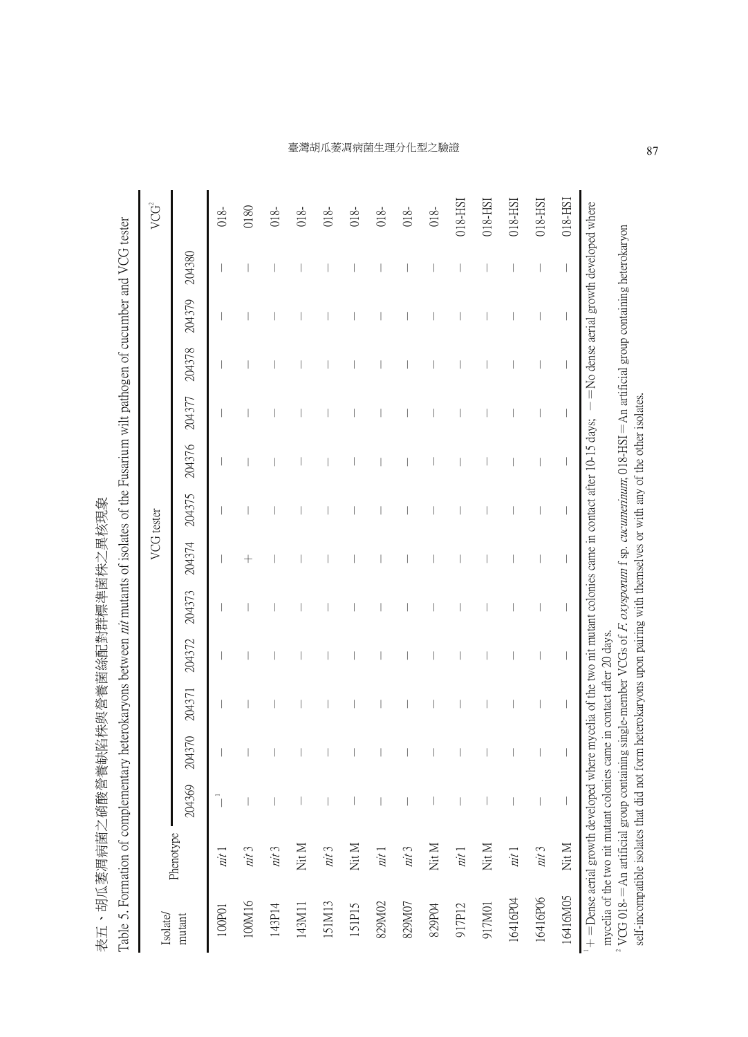表五、胡瓜萎凋病菌之硝酸營養缺陷株與營養菌絲配對群標準菌株之異核現象

Table 5. Formation of complementary heterokaryons between *nit* mutants of isolates of the Fusarium wilt pathogen of cucumber and VCG tester

| Isolate/ mutant | Phenotype | VCG tester | | | | | | | | | | | | VCG[2] |
|---|---|---|---|---|---|---|---|---|---|---|---|---|---|---|
| | | 204369 | 204370 | 204371 | 204372 | 204373 | 204374 | 204375 | 204376 | 204377 | 204378 | 204379 | 204380 | |
| 100P01 | *nit* 1 | –[1] | – | – | – | – | – | – | – | – | – | – | – | 018- |
| 100M16 | *nit* 3 | – | – | – | – | – | + | – | – | – | – | – | – | 0180 |
| 143P14 | *nit* 3 | – | – | – | – | – | – | – | – | – | – | – | – | 018- |
| 143M11 | Nit M | – | – | – | – | – | – | – | – | – | – | – | – | 018- |
| 151M13 | *nit* 3 | – | – | – | – | – | – | – | – | – | – | – | – | 018- |
| 151P15 | Nit M | – | – | – | – | – | – | – | – | – | – | – | – | 018- |
| 829M02 | *nit* 1 | – | – | – | – | – | – | – | – | – | – | – | – | 018- |
| 829M07 | *nit* 3 | – | – | – | – | – | – | – | – | – | – | – | – | 018- |
| 829P04 | Nit M | – | – | – | – | – | – | – | – | – | – | – | – | 018- |
| 917P12 | *nit* 1 | – | – | – | – | – | – | – | – | – | – | – | – | 018-HSI |
| 917M01 | Nit M | – | – | – | – | – | – | – | – | – | – | – | – | 018-HSI |
| 16416P04 | *nit* 1 | – | – | – | – | – | – | – | – | – | – | – | – | 018-HSI |
| 16416P06 | *nit* 3 | – | – | – | – | – | – | – | – | – | – | – | – | 018-HSI |
| 16416M05 | Nit M | – | – | – | – | – | – | – | – | – | – | – | – | 018-HSI |

[1] + = Dense aerial growth developed where mycelia of the two nit mutant colonies came in contact after 10-15 days; – = No dense aerial growth developed where mycelia of the two nit mutant colonies came in contact after 20 days.

[2] VCG 018- = An artificial group containing single-member VCGs of *F. oxysporum* f. sp. *cucumerinum*; 018-HSI = An artificial group containing heterokaryon self-incompatible isolates that did not form heterokaryons upon pairing with themselves or with any of the other isolates.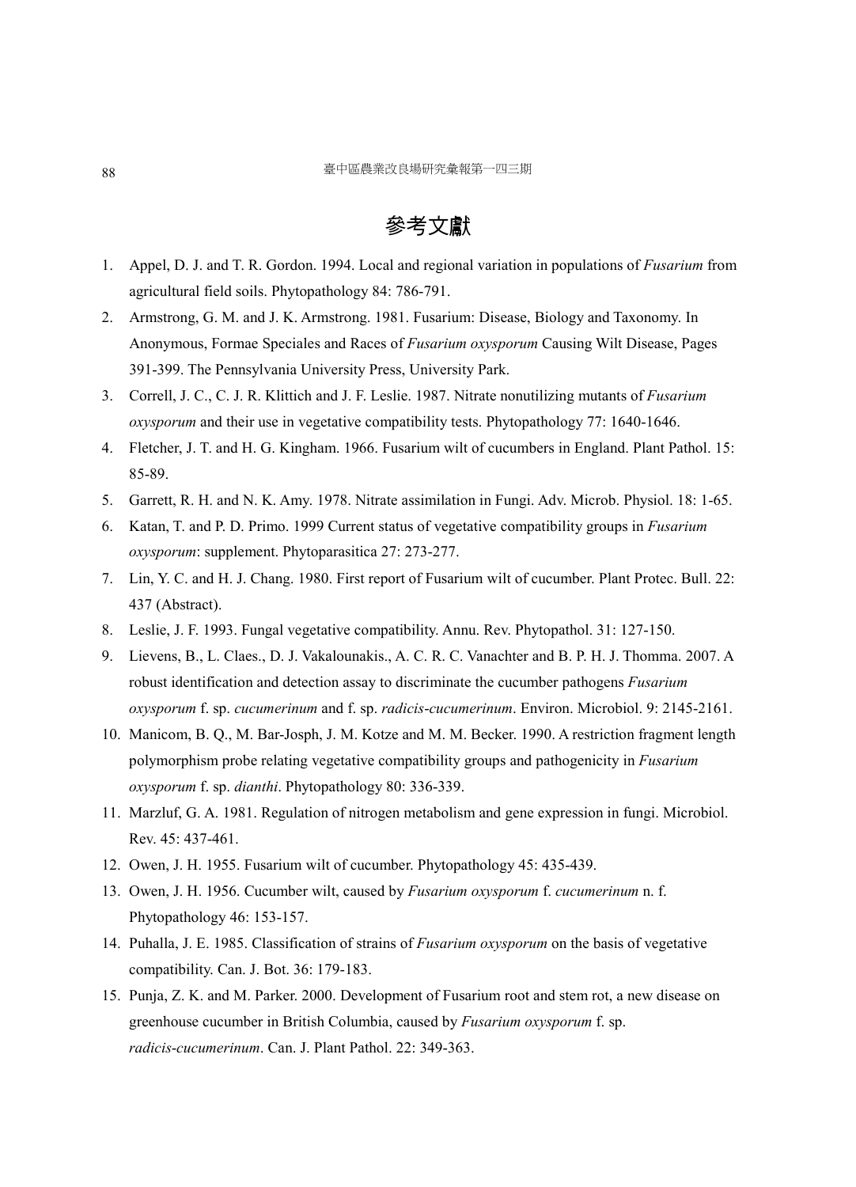# 參考文獻

1. Appel, D. J. and T. R. Gordon. 1994. Local and regional variation in populations of *Fusarium* from agricultural field soils. Phytopathology 84: 786-791.
2. Armstrong, G. M. and J. K. Armstrong. 1981. Fusarium: Disease, Biology and Taxonomy. In Anonymous, Formae Speciales and Races of *Fusarium oxysporum* Causing Wilt Disease, Pages 391-399. The Pennsylvania University Press, University Park.
3. Correll, J. C., C. J. R. Klittich and J. F. Leslie. 1987. Nitrate nonutilizing mutants of *Fusarium oxysporum* and their use in vegetative compatibility tests. Phytopathology 77: 1640-1646.
4. Fletcher, J. T. and H. G. Kingham. 1966. Fusarium wilt of cucumbers in England. Plant Pathol. 15: 85-89.
5. Garrett, R. H. and N. K. Amy. 1978. Nitrate assimilation in Fungi. Adv. Microb. Physiol. 18: 1-65.
6. Katan, T. and P. D. Primo. 1999 Current status of vegetative compatibility groups in *Fusarium oxysporum*: supplement. Phytoparasitica 27: 273-277.
7. Lin, Y. C. and H. J. Chang. 1980. First report of Fusarium wilt of cucumber. Plant Protec. Bull. 22: 437 (Abstract).
8. Leslie, J. F. 1993. Fungal vegetative compatibility. Annu. Rev. Phytopathol. 31: 127-150.
9. Lievens, B., L. Claes., D. J. Vakalounakis., A. C. R. C. Vanachter and B. P. H. J. Thomma. 2007. A robust identification and detection assay to discriminate the cucumber pathogens *Fusarium oxysporum* f. sp. *cucumerinum* and f. sp. *radicis-cucumerinum*. Environ. Microbiol. 9: 2145-2161.
10. Manicom, B. Q., M. Bar-Josph, J. M. Kotze and M. M. Becker. 1990. A restriction fragment length polymorphism probe relating vegetative compatibility groups and pathogenicity in *Fusarium oxysporum* f. sp. *dianthi*. Phytopathology 80: 336-339.
11. Marzluf, G. A. 1981. Regulation of nitrogen metabolism and gene expression in fungi. Microbiol. Rev. 45: 437-461.
12. Owen, J. H. 1955. Fusarium wilt of cucumber. Phytopathology 45: 435-439.
13. Owen, J. H. 1956. Cucumber wilt, caused by *Fusarium oxysporum* f. *cucumerinum* n. f. Phytopathology 46: 153-157.
14. Puhalla, J. E. 1985. Classification of strains of *Fusarium oxysporum* on the basis of vegetative compatibility. Can. J. Bot. 36: 179-183.
15. Punja, Z. K. and M. Parker. 2000. Development of Fusarium root and stem rot, a new disease on greenhouse cucumber in British Columbia, caused by *Fusarium oxysporum* f. sp. *radicis-cucumerinum*. Can. J. Plant Pathol. 22: 349-363.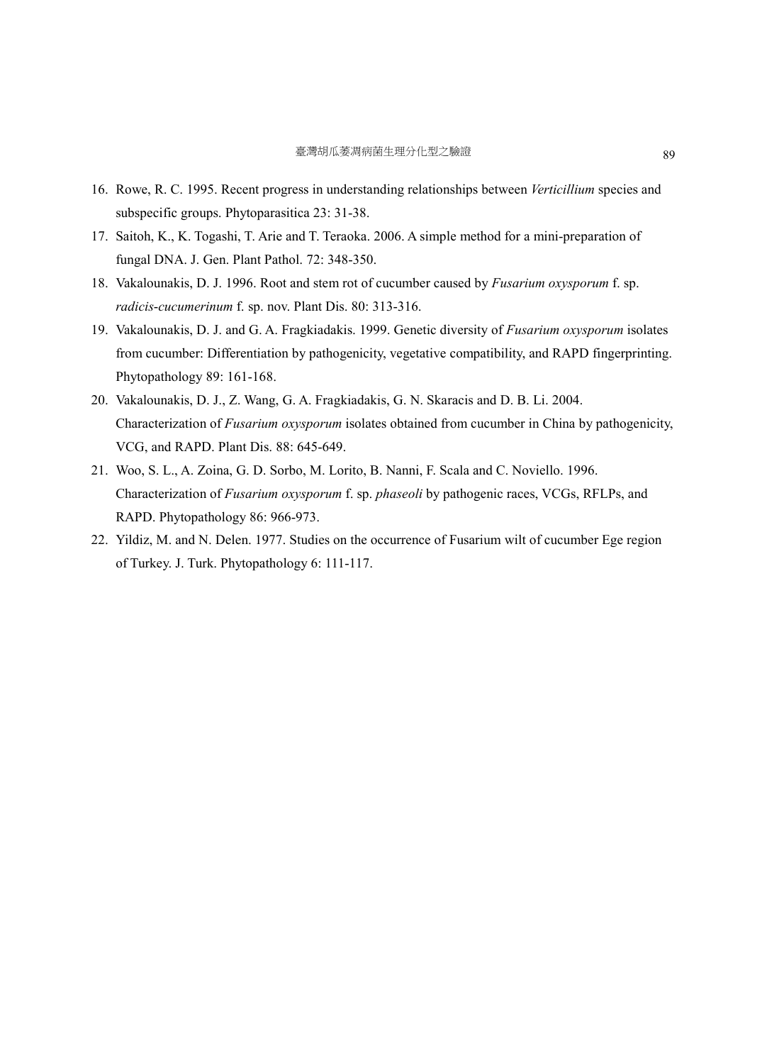16. Rowe, R. C. 1995. Recent progress in understanding relationships between *Verticillium* species and subspecific groups. Phytoparasitica 23: 31-38.
17. Saitoh, K., K. Togashi, T. Arie and T. Teraoka. 2006. A simple method for a mini-preparation of fungal DNA. J. Gen. Plant Pathol. 72: 348-350.
18. Vakalounakis, D. J. 1996. Root and stem rot of cucumber caused by *Fusarium oxysporum* f. sp. *radicis-cucumerinum* f. sp. nov. Plant Dis. 80: 313-316.
19. Vakalounakis, D. J. and G. A. Fragkiadakis. 1999. Genetic diversity of *Fusarium oxysporum* isolates from cucumber: Differentiation by pathogenicity, vegetative compatibility, and RAPD fingerprinting. Phytopathology 89: 161-168.
20. Vakalounakis, D. J., Z. Wang, G. A. Fragkiadakis, G. N. Skaracis and D. B. Li. 2004. Characterization of *Fusarium oxysporum* isolates obtained from cucumber in China by pathogenicity, VCG, and RAPD. Plant Dis. 88: 645-649.
21. Woo, S. L., A. Zoina, G. D. Sorbo, M. Lorito, B. Nanni, F. Scala and C. Noviello. 1996. Characterization of *Fusarium oxysporum* f. sp. *phaseoli* by pathogenic races, VCGs, RFLPs, and RAPD. Phytopathology 86: 966-973.
22. Yildiz, M. and N. Delen. 1977. Studies on the occurrence of Fusarium wilt of cucumber Ege region of Turkey. J. Turk. Phytopathology 6: 111-117.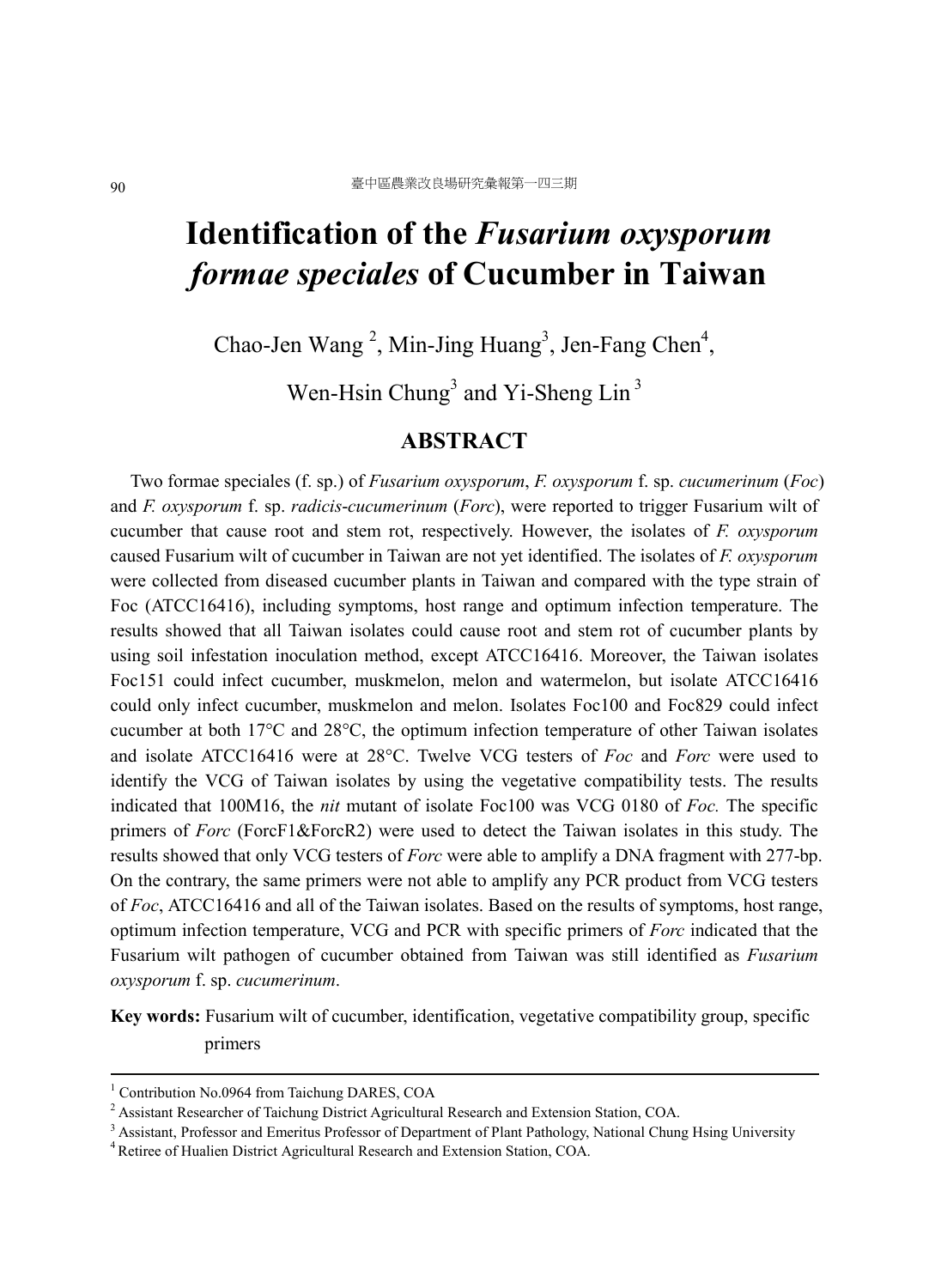# Identification of the *Fusarium oxysporum formae speciales* of Cucumber in Taiwan

Chao-Jen Wang [2], Min-Jing Huang[3], Jen-Fang Chen[4], Wen-Hsin Chung[3] and Yi-Sheng Lin [3]

## ABSTRACT

Two formae speciales (f. sp.) of *Fusarium oxysporum*, *F. oxysporum* f. sp. *cucumerinum* (*Foc*) and *F. oxysporum* f. sp. *radicis-cucumerinum* (*Forc*), were reported to trigger Fusarium wilt of cucumber that cause root and stem rot, respectively. However, the isolates of *F. oxysporum* caused Fusarium wilt of cucumber in Taiwan are not yet identified. The isolates of *F. oxysporum* were collected from diseased cucumber plants in Taiwan and compared with the type strain of Foc (ATCC16416), including symptoms, host range and optimum infection temperature. The results showed that all Taiwan isolates could cause root and stem rot of cucumber plants by using soil infestation inoculation method, except ATCC16416. Moreover, the Taiwan isolates Foc151 could infect cucumber, muskmelon, melon and watermelon, but isolate ATCC16416 could only infect cucumber, muskmelon and melon. Isolates Foc100 and Foc829 could infect cucumber at both 17°C and 28°C, the optimum infection temperature of other Taiwan isolates and isolate ATCC16416 were at 28°C. Twelve VCG testers of *Foc* and *Forc* were used to identify the VCG of Taiwan isolates by using the vegetative compatibility tests. The results indicated that 100M16, the *nit* mutant of isolate Foc100 was VCG 0180 of *Foc.* The specific primers of *Forc* (ForcF1&ForcR2) were used to detect the Taiwan isolates in this study. The results showed that only VCG testers of *Forc* were able to amplify a DNA fragment with 277-bp. On the contrary, the same primers were not able to amplify any PCR product from VCG testers of *Foc*, ATCC16416 and all of the Taiwan isolates. Based on the results of symptoms, host range, optimum infection temperature, VCG and PCR with specific primers of *Forc* indicated that the Fusarium wilt pathogen of cucumber obtained from Taiwan was still identified as *Fusarium oxysporum* f. sp. *cucumerinum*.

**Key words:** Fusarium wilt of cucumber, identification, vegetative compatibility group, specific primers

---

[1] Contribution No.0964 from Taichung DARES, COA

[2] Assistant Researcher of Taichung District Agricultural Research and Extension Station, COA.

[3] Assistant, Professor and Emeritus Professor of Department of Plant Pathology, National Chung Hsing University

[4] Retiree of Hualien District Agricultural Research and Extension Station, COA.